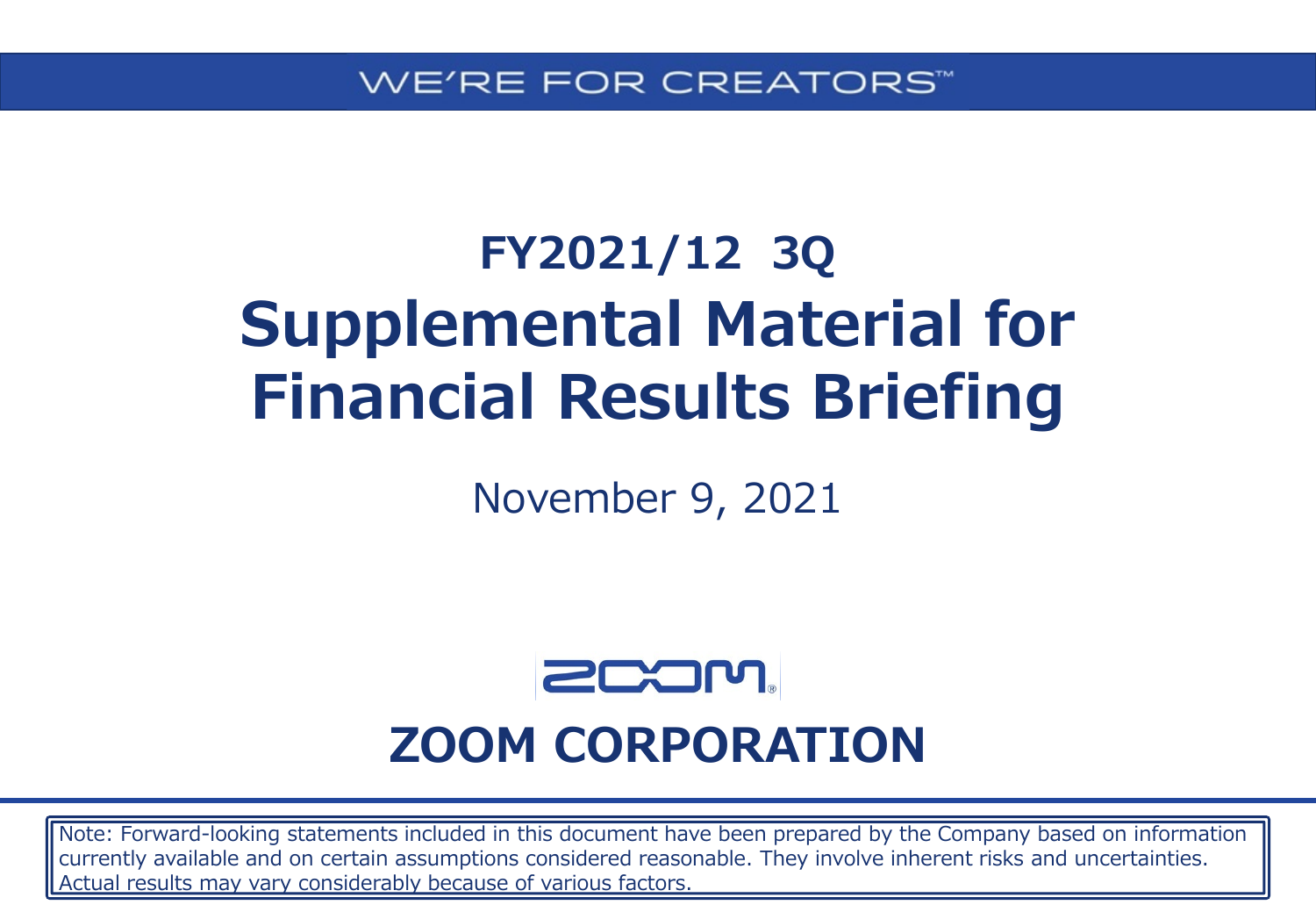WE'RE FOR CREATORS™

# FY2021/12 3Q
# Supplemental Material for Financial Results Briefing

November 9, 2021

**ZOOM CORPORATION**

Note: Forward-looking statements included in this document have been prepared by the Company based on information currently available and on certain assumptions considered reasonable. They involve inherent risks and uncertainties. Actual results may vary considerably because of various factors.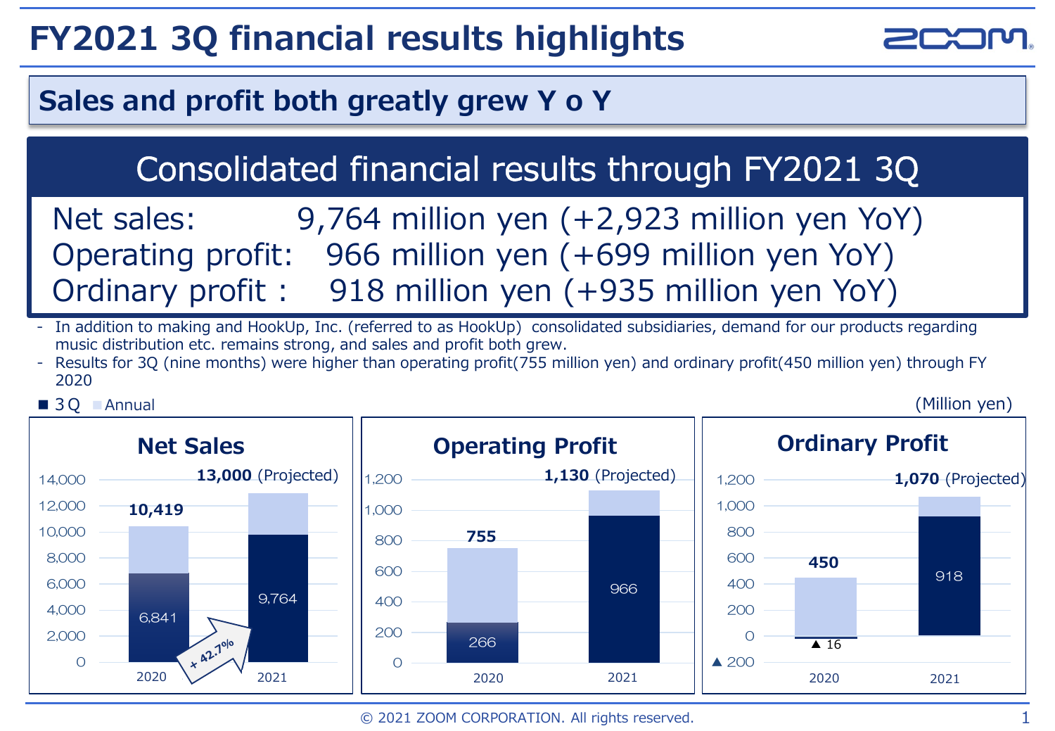# FY2021 3Q financial results highlights

## Sales and profit both greatly grew Y o Y

### Consolidated financial results through FY2021 3Q

Net sales: 9,764 million yen (+2,923 million yen YoY)
Operating profit: 966 million yen (+699 million yen YoY)
Ordinary profit : 918 million yen (+935 million yen YoY)

- In addition to making and HookUp, Inc. (referred to as HookUp) consolidated subsidiaries, demand for our products regarding music distribution etc. remains strong, and sales and profit both grew.
- Results for 3Q (nine months) were higher than operating profit(755 million yen) and ordinary profit(450 million yen) through FY 2020

■ 3Q ■ Annual (Million yen)

**Net Sales**

| | 2020 | 2021 |
|---|---|---|
| 3Q | 6,841 | 9,764 |
| Annual | 10,419 | 13,000 (Projected) |

+ 42.7%

**Operating Profit**

| | 2020 | 2021 |
|---|---|---|
| 3Q | 266 | 966 |
| Annual | 755 | 1,130 (Projected) |

**Ordinary Profit**

| | 2020 | 2021 |
|---|---|---|
| 3Q | ▲ 16 | 918 |
| Annual | 450 | 1,070 (Projected) |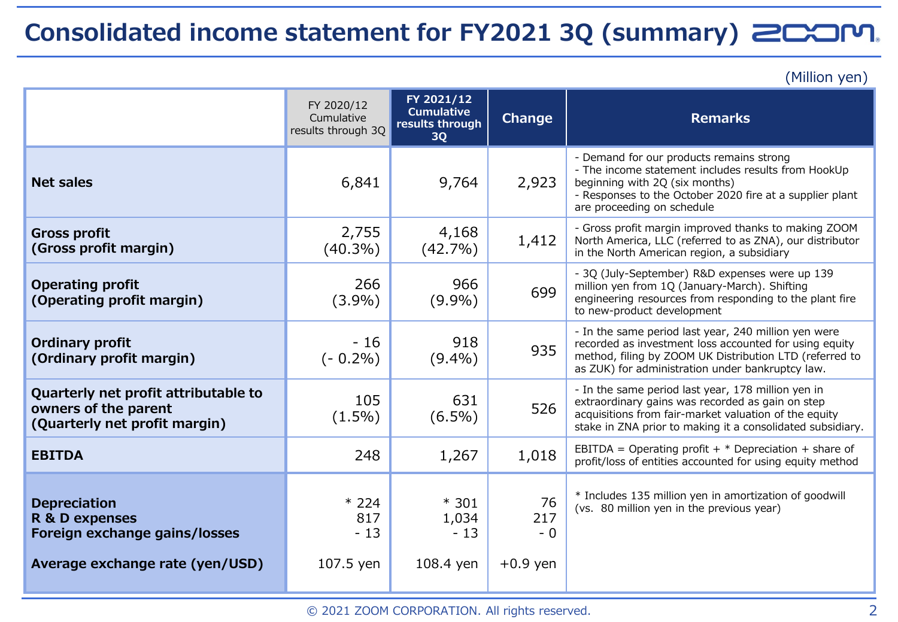# Consolidated income statement for FY2021 3Q (summary)

(Million yen)

| | FY 2020/12 Cumulative results through 3Q | FY 2021/12 Cumulative results through 3Q | Change | Remarks |
|---|---|---|---|---|
| **Net sales** | 6,841 | 9,764 | 2,923 | - Demand for our products remains strong<br>- The income statement includes results from HookUp beginning with 2Q (six months)<br>- Responses to the October 2020 fire at a supplier plant are proceeding on schedule |
| **Gross profit<br>(Gross profit margin)** | 2,755<br>(40.3%) | 4,168<br>(42.7%) | 1,412 | - Gross profit margin improved thanks to making ZOOM North America, LLC (referred to as ZNA), our distributor in the North American region, a subsidiary |
| **Operating profit<br>(Operating profit margin)** | 266<br>(3.9%) | 966<br>(9.9%) | 699 | - 3Q (July-September) R&D expenses were up 139 million yen from 1Q (January-March). Shifting engineering resources from responding to the plant fire to new-product development |
| **Ordinary profit<br>(Ordinary profit margin)** | - 16<br>(- 0.2%) | 918<br>(9.4%) | 935 | - In the same period last year, 240 million yen were recorded as investment loss accounted for using equity method, filing by ZOOM UK Distribution LTD (referred to as ZUK) for administration under bankruptcy law. |
| **Quarterly net profit attributable to owners of the parent<br>(Quarterly net profit margin)** | 105<br>(1.5%) | 631<br>(6.5%) | 526 | - In the same period last year, 178 million yen in extraordinary gains was recorded as gain on step acquisitions from fair-market valuation of the equity stake in ZNA prior to making it a consolidated subsidiary. |
| **EBITDA** | 248 | 1,267 | 1,018 | EBITDA = Operating profit + * Depreciation + share of profit/loss of entities accounted for using equity method |
| **Depreciation<br>R & D expenses<br>Foreign exchange gains/losses** | * 224<br>817<br>- 13 | * 301<br>1,034<br>- 13 | 76<br>217<br>- 0 | * Includes 135 million yen in amortization of goodwill (vs. 80 million yen in the previous year) |
| **Average exchange rate (yen/USD)** | 107.5 yen | 108.4 yen | +0.9 yen | |

© 2021 ZOOM CORPORATION. All rights reserved.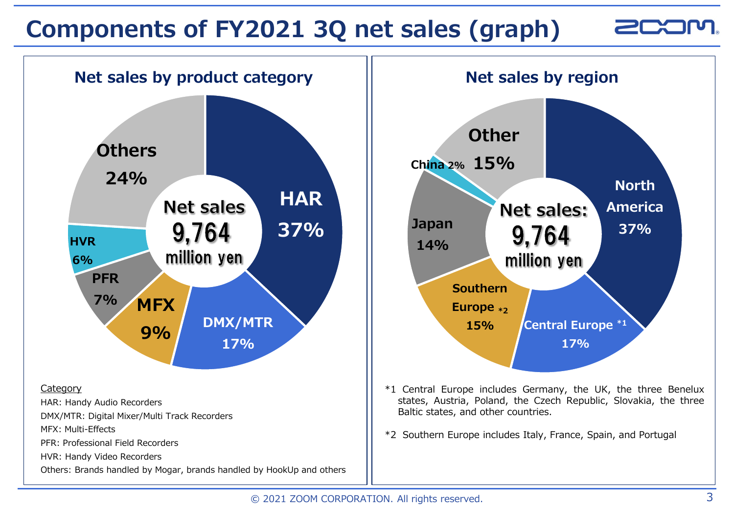# Components of FY2021 3Q net sales (graph)

## Net sales by product category

Net sales 9,764 million yen

| Category | Share |
|---|---|
| HAR | 37% |
| DMX/MTR | 17% |
| MFX | 9% |
| PFR | 7% |
| HVR | 6% |
| Others | 24% |

Category

HAR: Handy Audio Recorders

DMX/MTR: Digital Mixer/Multi Track Recorders

MFX: Multi-Effects

PFR: Professional Field Recorders

HVR: Handy Video Recorders

Others: Brands handled by Mogar, brands handled by HookUp and others

## Net sales by region

Net sales: 9,764 million yen

| Region | Share |
|---|---|
| North America | 37% |
| Central Europe *1 | 17% |
| Southern Europe *2 | 15% |
| Japan | 14% |
| China | 2% |
| Other | 15% |

*1 Central Europe includes Germany, the UK, the three Benelux states, Austria, Poland, the Czech Republic, Slovakia, the three Baltic states, and other countries.

*2 Southern Europe includes Italy, France, Spain, and Portugal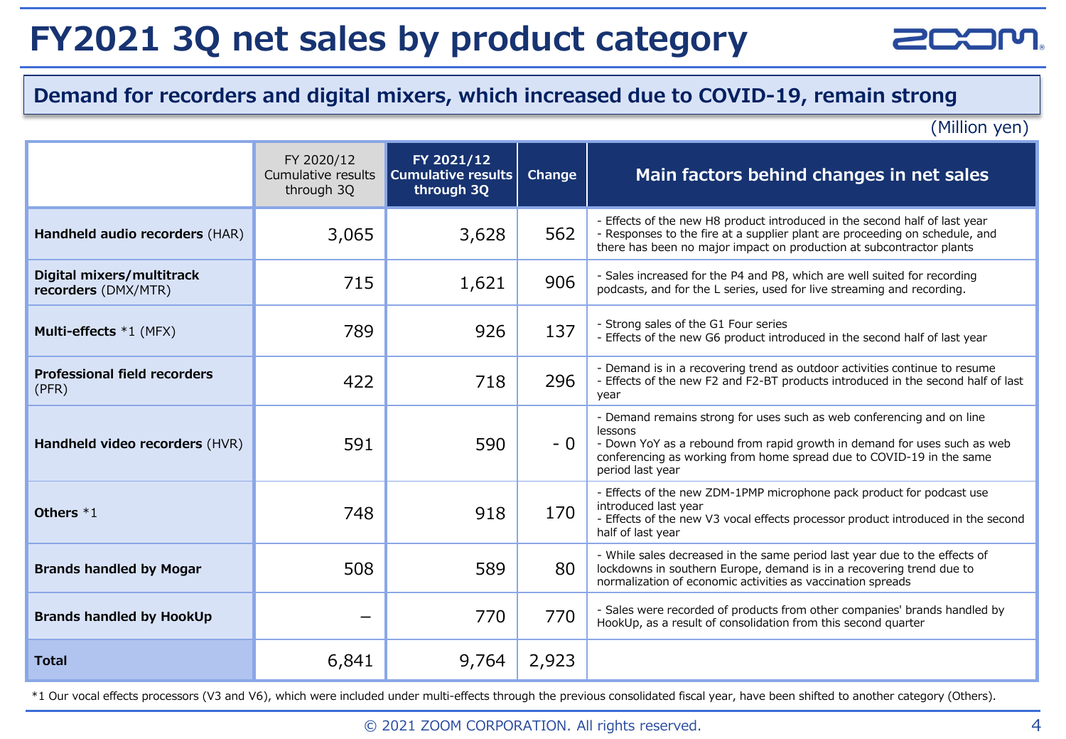# FY2021 3Q net sales by product category

## Demand for recorders and digital mixers, which increased due to COVID-19, remain strong

(Million yen)

| | FY 2020/12 Cumulative results through 3Q | FY 2021/12 Cumulative results through 3Q | Change | Main factors behind changes in net sales |
|---|---|---|---|---|
| **Handheld audio recorders** (HAR) | 3,065 | 3,628 | 562 | - Effects of the new H8 product introduced in the second half of last year<br>- Responses to the fire at a supplier plant are proceeding on schedule, and there has been no major impact on production at subcontractor plants |
| **Digital mixers/multitrack recorders** (DMX/MTR) | 715 | 1,621 | 906 | - Sales increased for the P4 and P8, which are well suited for recording podcasts, and for the L series, used for live streaming and recording. |
| **Multi-effects** *1 (MFX) | 789 | 926 | 137 | - Strong sales of the G1 Four series<br>- Effects of the new G6 product introduced in the second half of last year |
| **Professional field recorders** (PFR) | 422 | 718 | 296 | - Demand is in a recovering trend as outdoor activities continue to resume<br>- Effects of the new F2 and F2-BT products introduced in the second half of last year |
| **Handheld video recorders** (HVR) | 591 | 590 | - 0 | - Demand remains strong for uses such as web conferencing and on line lessons<br>- Down YoY as a rebound from rapid growth in demand for uses such as web conferencing as working from home spread due to COVID-19 in the same period last year |
| **Others** *1 | 748 | 918 | 170 | - Effects of the new ZDM-1PMP microphone pack product for podcast use introduced last year<br>- Effects of the new V3 vocal effects processor product introduced in the second half of last year |
| **Brands handled by Mogar** | 508 | 589 | 80 | - While sales decreased in the same period last year due to the effects of lockdowns in southern Europe, demand is in a recovering trend due to normalization of economic activities as vaccination spreads |
| **Brands handled by HookUp** | – | 770 | 770 | - Sales were recorded of products from other companies' brands handled by HookUp, as a result of consolidation from this second quarter |
| **Total** | 6,841 | 9,764 | 2,923 | |

*1 Our vocal effects processors (V3 and V6), which were included under multi-effects through the previous consolidated fiscal year, have been shifted to another category (Others).

© 2021 ZOOM CORPORATION. All rights reserved.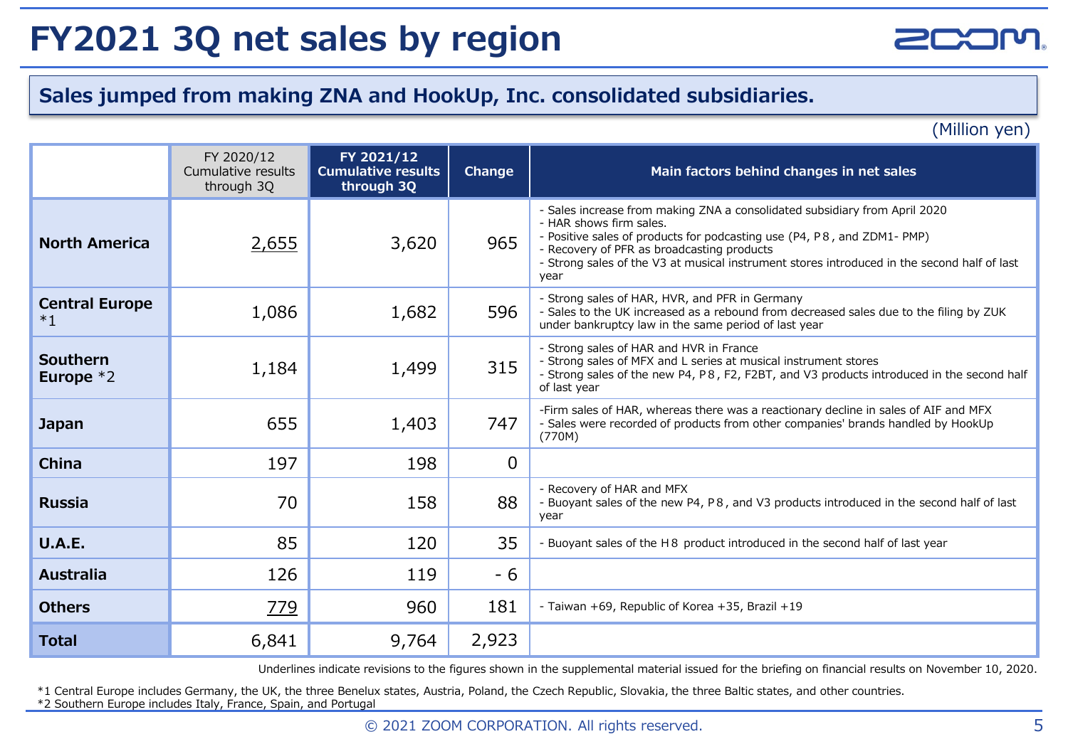# FY2021 3Q net sales by region

**Sales jumped from making ZNA and HookUp, Inc. consolidated subsidiaries.**

(Million yen)

| | FY 2020/12 Cumulative results through 3Q | FY 2021/12 Cumulative results through 3Q | Change | Main factors behind changes in net sales |
|---|---|---|---|---|
| **North America** | 2,655 | 3,620 | 965 | - Sales increase from making ZNA a consolidated subsidiary from April 2020<br>- HAR shows firm sales.<br>- Positive sales of products for podcasting use (P4, P8, and ZDM1- PMP)<br>- Recovery of PFR as broadcasting products<br>- Strong sales of the V3 at musical instrument stores introduced in the second half of last year |
| **Central Europe** *1 | 1,086 | 1,682 | 596 | - Strong sales of HAR, HVR, and PFR in Germany<br>- Sales to the UK increased as a rebound from decreased sales due to the filing by ZUK under bankruptcy law in the same period of last year |
| **Southern Europe** *2 | 1,184 | 1,499 | 315 | - Strong sales of HAR and HVR in France<br>- Strong sales of MFX and L series at musical instrument stores<br>- Strong sales of the new P4, P8, F2, F2BT, and V3 products introduced in the second half of last year |
| **Japan** | 655 | 1,403 | 747 | -Firm sales of HAR, whereas there was a reactionary decline in sales of AIF and MFX<br>- Sales were recorded of products from other companies' brands handled by HookUp (770M) |
| **China** | 197 | 198 | 0 | |
| **Russia** | 70 | 158 | 88 | - Recovery of HAR and MFX<br>- Buoyant sales of the new P4, P8, and V3 products introduced in the second half of last year |
| **U.A.E.** | 85 | 120 | 35 | - Buoyant sales of the H8 product introduced in the second half of last year |
| **Australia** | 126 | 119 | - 6 | |
| **Others** | 779 | 960 | 181 | - Taiwan +69, Republic of Korea +35, Brazil +19 |
| **Total** | 6,841 | 9,764 | 2,923 | |

Underlines indicate revisions to the figures shown in the supplemental material issued for the briefing on financial results on November 10, 2020.

*1 Central Europe includes Germany, the UK, the three Benelux states, Austria, Poland, the Czech Republic, Slovakia, the three Baltic states, and other countries.
*2 Southern Europe includes Italy, France, Spain, and Portugal

© 2021 ZOOM CORPORATION. All rights reserved.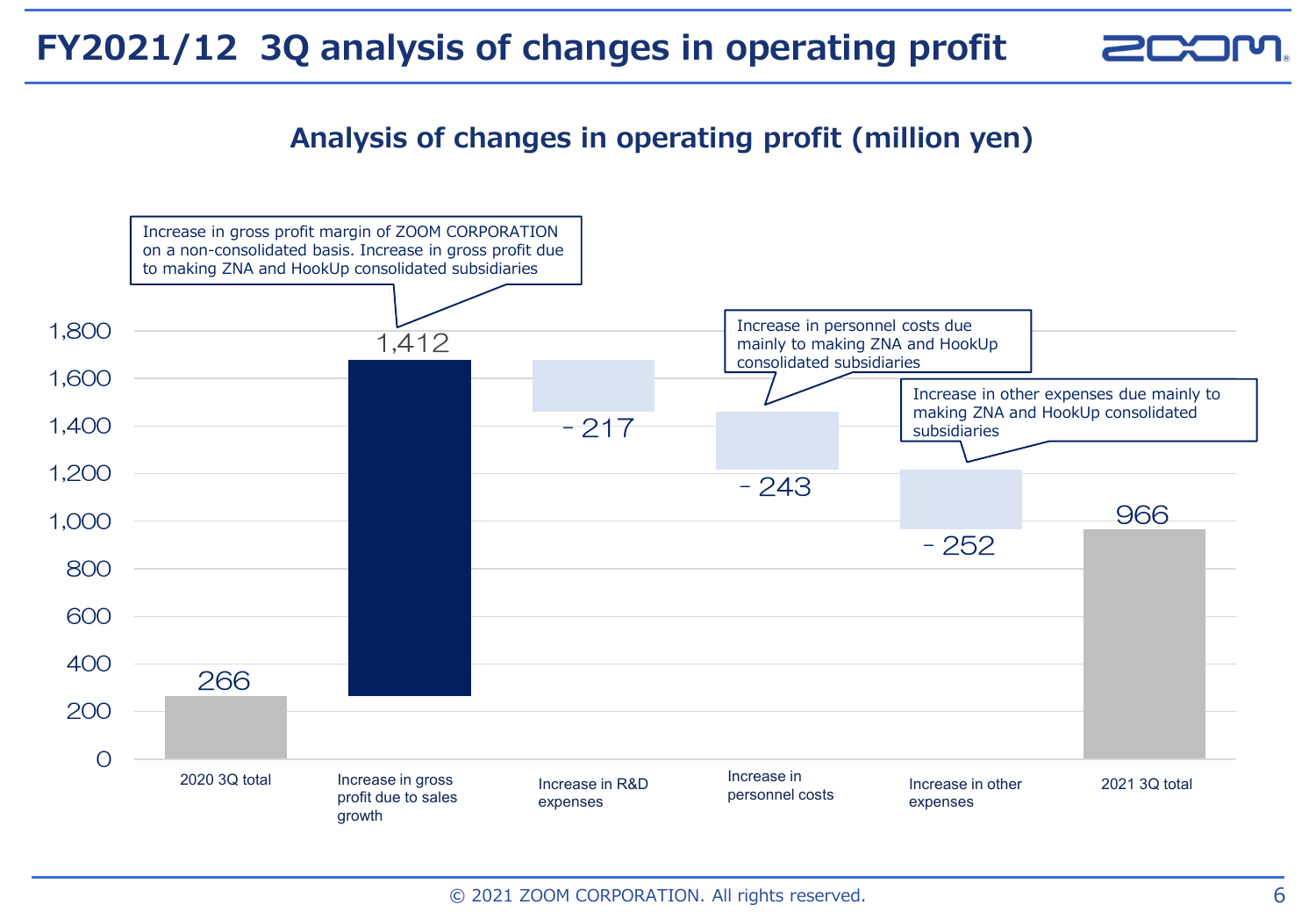# FY2021/12 3Q analysis of changes in operating profit

## Analysis of changes in operating profit (million yen)

| Item | Value |
|---|---|
| 2020 3Q total | 266 |
| Increase in gross profit due to sales growth | 1,412 |
| Increase in R&D expenses | - 217 |
| Increase in personnel costs | - 243 |
| Increase in other expenses | - 252 |
| 2021 3Q total | 966 |

- Increase in gross profit margin of ZOOM CORPORATION on a non-consolidated basis. Increase in gross profit due to making ZNA and HookUp consolidated subsidiaries
- Increase in personnel costs due mainly to making ZNA and HookUp consolidated subsidiaries
- Increase in other expenses due mainly to making ZNA and HookUp consolidated subsidiaries

© 2021 ZOOM CORPORATION. All rights reserved.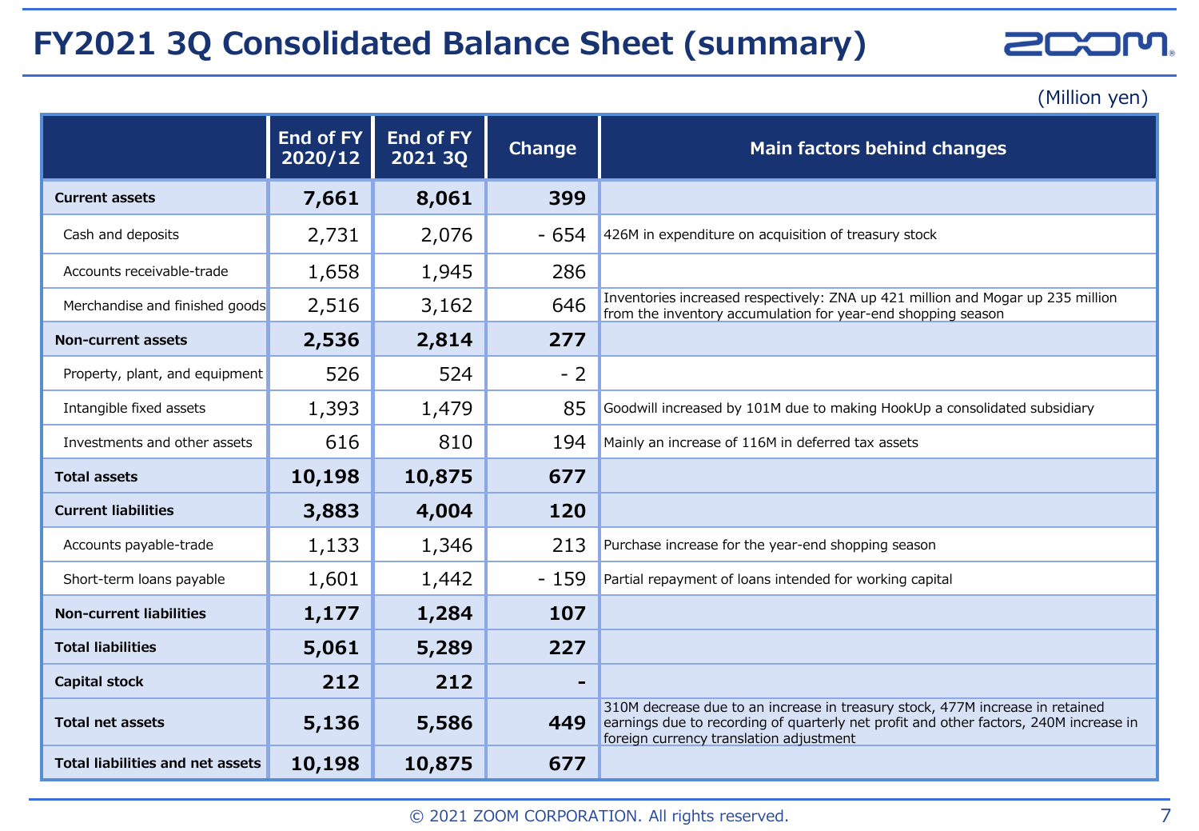# FY2021 3Q Consolidated Balance Sheet (summary)

(Million yen)

| | End of FY 2020/12 | End of FY 2021 3Q | Change | Main factors behind changes |
|---|---|---|---|---|
| **Current assets** | **7,661** | **8,061** | **399** | |
| Cash and deposits | 2,731 | 2,076 | - 654 | 426M in expenditure on acquisition of treasury stock |
| Accounts receivable-trade | 1,658 | 1,945 | 286 | |
| Merchandise and finished goods | 2,516 | 3,162 | 646 | Inventories increased respectively: ZNA up 421 million and Mogar up 235 million from the inventory accumulation for year-end shopping season |
| **Non-current assets** | **2,536** | **2,814** | **277** | |
| Property, plant, and equipment | 526 | 524 | - 2 | |
| Intangible fixed assets | 1,393 | 1,479 | 85 | Goodwill increased by 101M due to making HookUp a consolidated subsidiary |
| Investments and other assets | 616 | 810 | 194 | Mainly an increase of 116M in deferred tax assets |
| **Total assets** | **10,198** | **10,875** | **677** | |
| **Current liabilities** | **3,883** | **4,004** | **120** | |
| Accounts payable-trade | 1,133 | 1,346 | 213 | Purchase increase for the year-end shopping season |
| Short-term loans payable | 1,601 | 1,442 | - 159 | Partial repayment of loans intended for working capital |
| **Non-current liabilities** | **1,177** | **1,284** | **107** | |
| **Total liabilities** | **5,061** | **5,289** | **227** | |
| **Capital stock** | **212** | **212** | **-** | |
| **Total net assets** | **5,136** | **5,586** | **449** | 310M decrease due to an increase in treasury stock, 477M increase in retained earnings due to recording of quarterly net profit and other factors, 240M increase in foreign currency translation adjustment |
| **Total liabilities and net assets** | **10,198** | **10,875** | **677** | |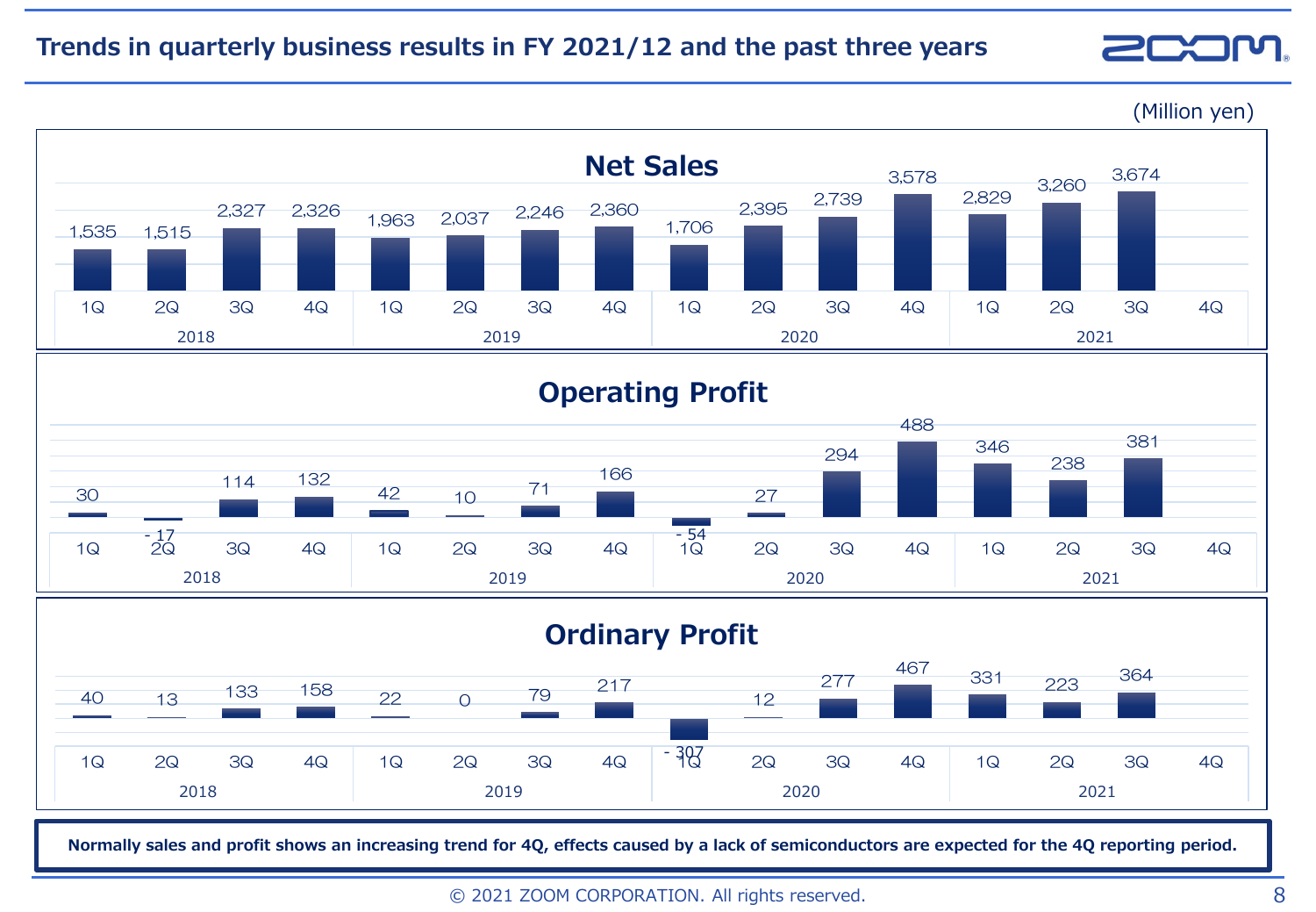# Trends in quarterly business results in FY 2021/12 and the past three years

(Million yen)

## Net Sales

| | 2018 | | | | 2019 | | | | 2020 | | | | 2021 | | | |
|---|---|---|---|---|---|---|---|---|---|---|---|---|---|---|---|---|
| | 1Q | 2Q | 3Q | 4Q | 1Q | 2Q | 3Q | 4Q | 1Q | 2Q | 3Q | 4Q | 1Q | 2Q | 3Q | 4Q |
| Net Sales | 1,535 | 1,515 | 2,327 | 2,326 | 1,963 | 2,037 | 2,246 | 2,360 | 1,706 | 2,395 | 2,739 | 3,578 | 2,829 | 3,260 | 3,674 | |

## Operating Profit

| | 2018 | | | | 2019 | | | | 2020 | | | | 2021 | | | |
|---|---|---|---|---|---|---|---|---|---|---|---|---|---|---|---|---|
| | 1Q | 2Q | 3Q | 4Q | 1Q | 2Q | 3Q | 4Q | 1Q | 2Q | 3Q | 4Q | 1Q | 2Q | 3Q | 4Q |
| Operating Profit | 30 | - 17 | 114 | 132 | 42 | 10 | 71 | 166 | - 54 | 27 | 294 | 488 | 346 | 238 | 381 | |

## Ordinary Profit

| | 2018 | | | | 2019 | | | | 2020 | | | | 2021 | | | |
|---|---|---|---|---|---|---|---|---|---|---|---|---|---|---|---|---|
| | 1Q | 2Q | 3Q | 4Q | 1Q | 2Q | 3Q | 4Q | 1Q | 2Q | 3Q | 4Q | 1Q | 2Q | 3Q | 4Q |
| Ordinary Profit | 40 | 13 | 133 | 158 | 22 | 0 | 79 | 217 | - 307 | 12 | 277 | 467 | 331 | 223 | 364 | |

**Normally sales and profit shows an increasing trend for 4Q, effects caused by a lack of semiconductors are expected for the 4Q reporting period.**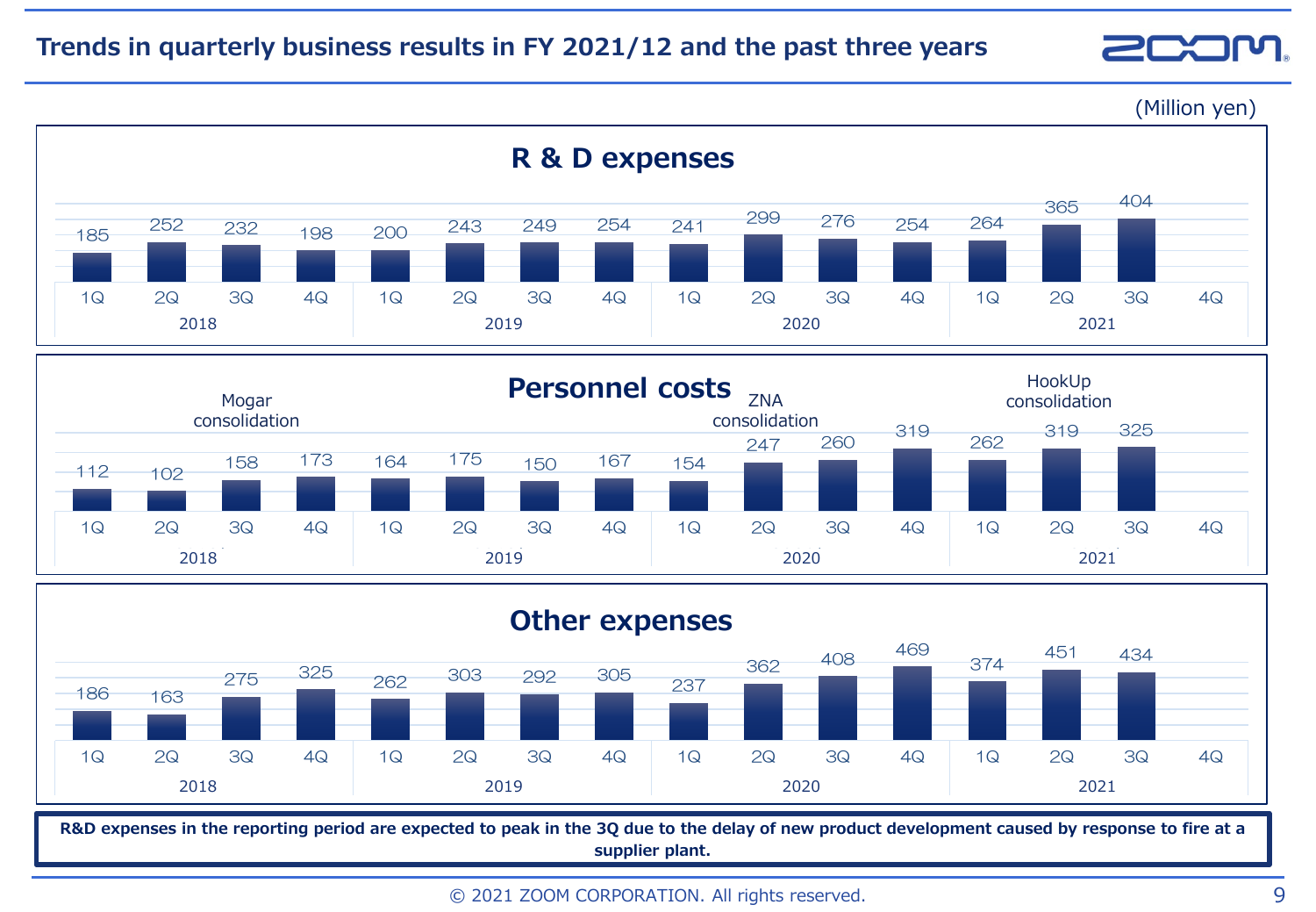# Trends in quarterly business results in FY 2021/12 and the past three years

(Million yen)

## R & D expenses

| Year | 1Q | 2Q | 3Q | 4Q |
|---|---|---|---|---|
| 2018 | 185 | 252 | 232 | 198 |
| 2019 | 200 | 243 | 249 | 254 |
| 2020 | 241 | 299 | 276 | 254 |
| 2021 | 264 | 365 | 404 | |

## Personnel costs

| Year | 1Q | 2Q | 3Q | 4Q |
|---|---|---|---|---|
| 2018 | 112 | 102 | 158 | 173 |
| 2019 | 164 | 175 | 150 | 167 |
| 2020 | 154 | 247 | 260 | 319 |
| 2021 | 262 | 319 | 325 | |

Mogar consolidation (2018 3Q); ZNA consolidation (2020 2Q); HookUp consolidation (2021 2Q)

## Other expenses

| Year | 1Q | 2Q | 3Q | 4Q |
|---|---|---|---|---|
| 2018 | 186 | 163 | 275 | 325 |
| 2019 | 262 | 303 | 292 | 305 |
| 2020 | 237 | 362 | 408 | 469 |
| 2021 | 374 | 451 | 434 | |

**R&D expenses in the reporting period are expected to peak in the 3Q due to the delay of new product development caused by response to fire at a supplier plant.**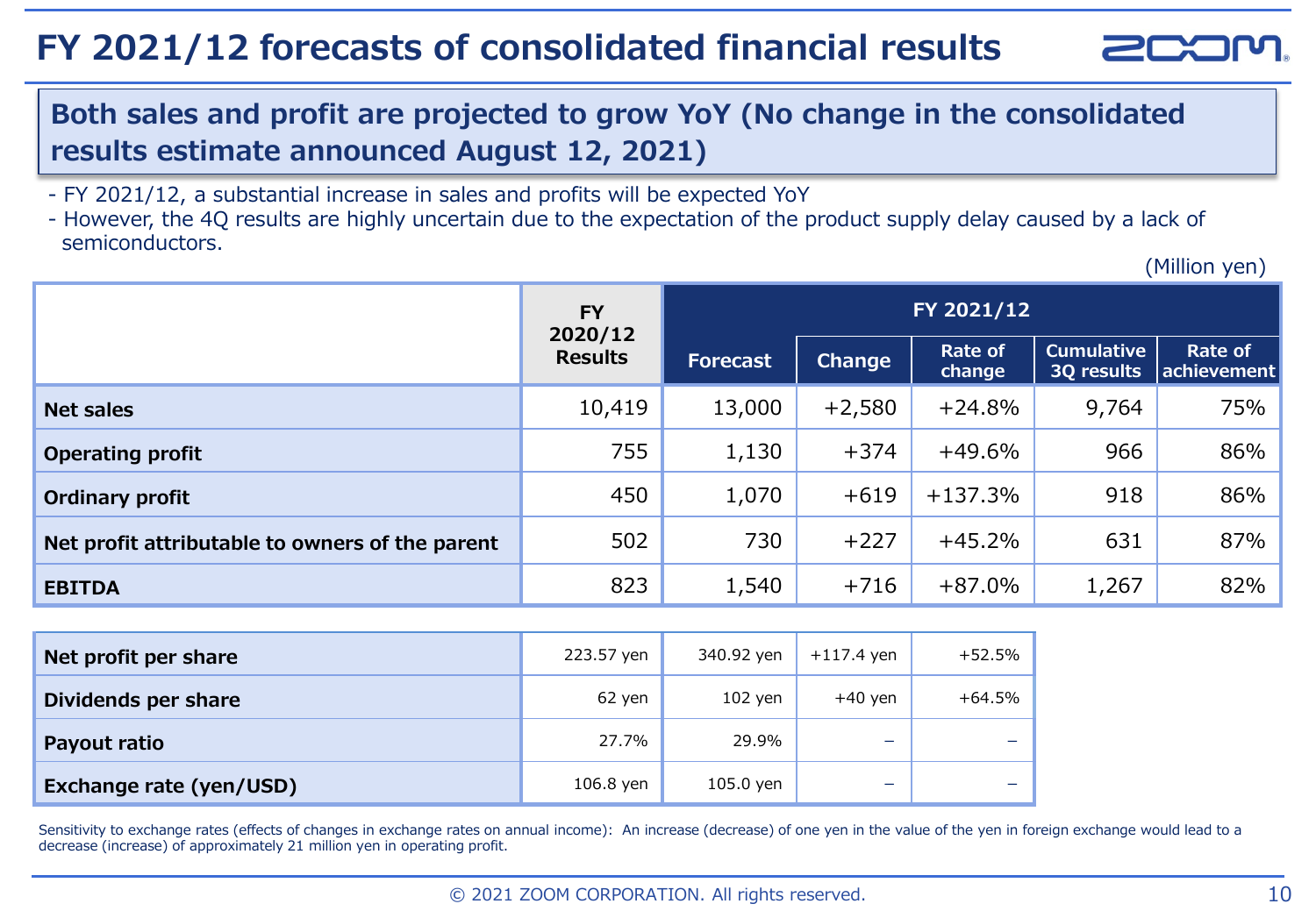# FY 2021/12 forecasts of consolidated financial results

**Both sales and profit are projected to grow YoY (No change in the consolidated results estimate announced August 12, 2021)**

- FY 2021/12, a substantial increase in sales and profits will be expected YoY
- However, the 4Q results are highly uncertain due to the expectation of the product supply delay caused by a lack of semiconductors.

(Million yen)

| | FY 2020/12 Results | FY 2021/12 | | | | |
|---|---|---|---|---|---|---|
| | | Forecast | Change | Rate of change | Cumulative 3Q results | Rate of achievement |
| **Net sales** | 10,419 | 13,000 | +2,580 | +24.8% | 9,764 | 75% |
| **Operating profit** | 755 | 1,130 | +374 | +49.6% | 966 | 86% |
| **Ordinary profit** | 450 | 1,070 | +619 | +137.3% | 918 | 86% |
| **Net profit attributable to owners of the parent** | 502 | 730 | +227 | +45.2% | 631 | 87% |
| **EBITDA** | 823 | 1,540 | +716 | +87.0% | 1,267 | 82% |

| | FY 2020/12 Results | Forecast | Change | Rate of change |
|---|---|---|---|---|
| **Net profit per share** | 223.57 yen | 340.92 yen | +117.4 yen | +52.5% |
| **Dividends per share** | 62 yen | 102 yen | +40 yen | +64.5% |
| **Payout ratio** | 27.7% | 29.9% | – | – |
| **Exchange rate (yen/USD)** | 106.8 yen | 105.0 yen | – | – |

Sensitivity to exchange rates (effects of changes in exchange rates on annual income): An increase (decrease) of one yen in the value of the yen in foreign exchange would lead to a decrease (increase) of approximately 21 million yen in operating profit.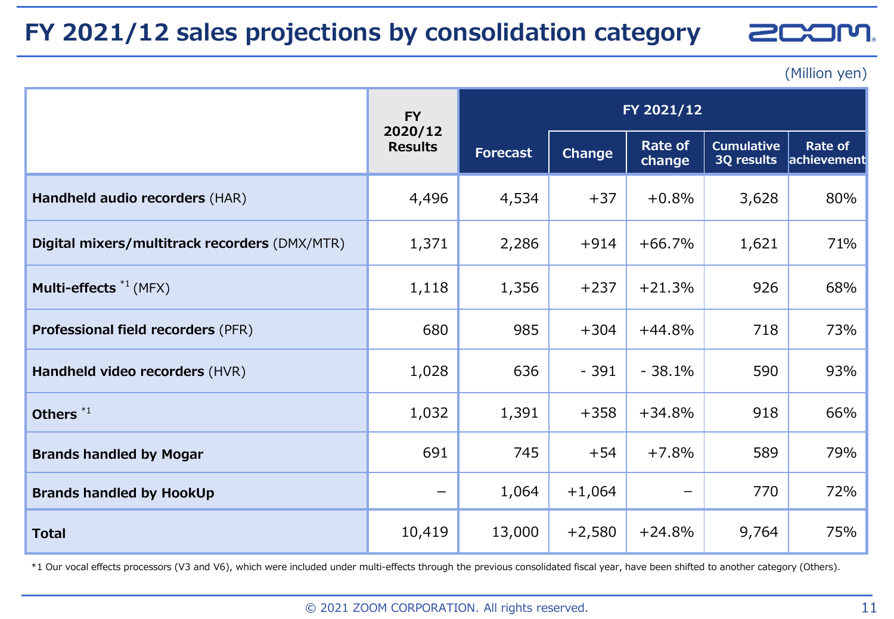# FY 2021/12 sales projections by consolidation category

(Million yen)

| | FY 2020/12 Results | FY 2021/12 | | | | |
|---|---|---|---|---|---|---|
| | | Forecast | Change | Rate of change | Cumulative 3Q results | Rate of achievement |
| **Handheld audio recorders** (HAR) | 4,496 | 4,534 | +37 | +0.8% | 3,628 | 80% |
| **Digital mixers/multitrack recorders** (DMX/MTR) | 1,371 | 2,286 | +914 | +66.7% | 1,621 | 71% |
| **Multi-effects** [*1] (MFX) | 1,118 | 1,356 | +237 | +21.3% | 926 | 68% |
| **Professional field recorders** (PFR) | 680 | 985 | +304 | +44.8% | 718 | 73% |
| **Handheld video recorders** (HVR) | 1,028 | 636 | - 391 | - 38.1% | 590 | 93% |
| **Others** [*1] | 1,032 | 1,391 | +358 | +34.8% | 918 | 66% |
| **Brands handled by Mogar** | 691 | 745 | +54 | +7.8% | 589 | 79% |
| **Brands handled by HookUp** | – | 1,064 | +1,064 | – | 770 | 72% |
| **Total** | 10,419 | 13,000 | +2,580 | +24.8% | 9,764 | 75% |

*1 Our vocal effects processors (V3 and V6), which were included under multi-effects through the previous consolidated fiscal year, have been shifted to another category (Others).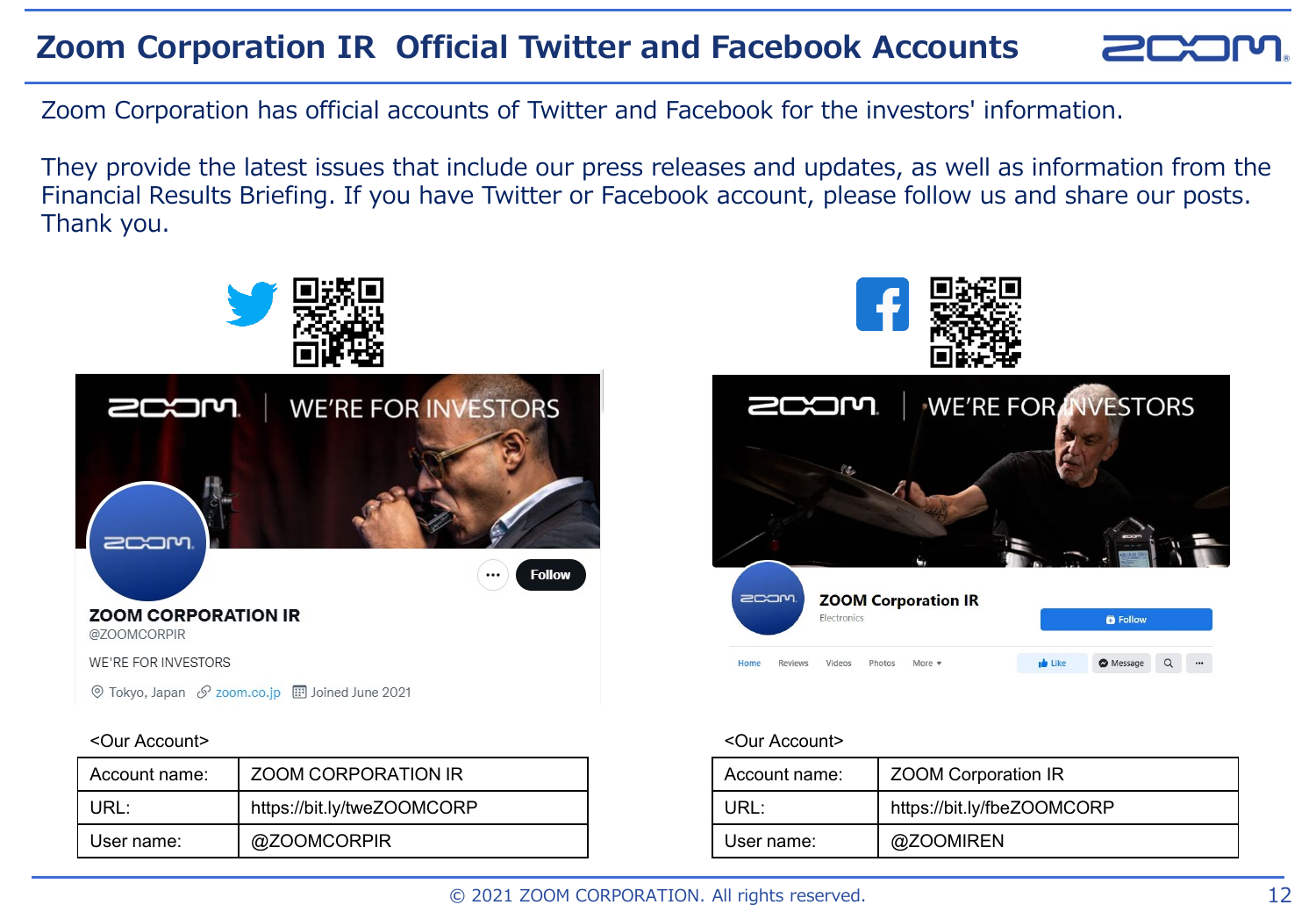# Zoom Corporation IR Official Twitter and Facebook Accounts

Zoom Corporation has official accounts of Twitter and Facebook for the investors' information.

They provide the latest issues that include our press releases and updates, as well as information from the Financial Results Briefing. If you have Twitter or Facebook account, please follow us and share our posts. Thank you.

<Our Account>

| | |
|---|---|
| Account name: | ZOOM CORPORATION IR |
| URL: | https://bit.ly/tweZOOMCORP |
| User name: | @ZOOMCORPIR |

<Our Account>

| | |
|---|---|
| Account name: | ZOOM Corporation IR |
| URL: | https://bit.ly/fbeZOOMCORP |
| User name: | @ZOOMIREN |

© 2021 ZOOM CORPORATION. All rights reserved.